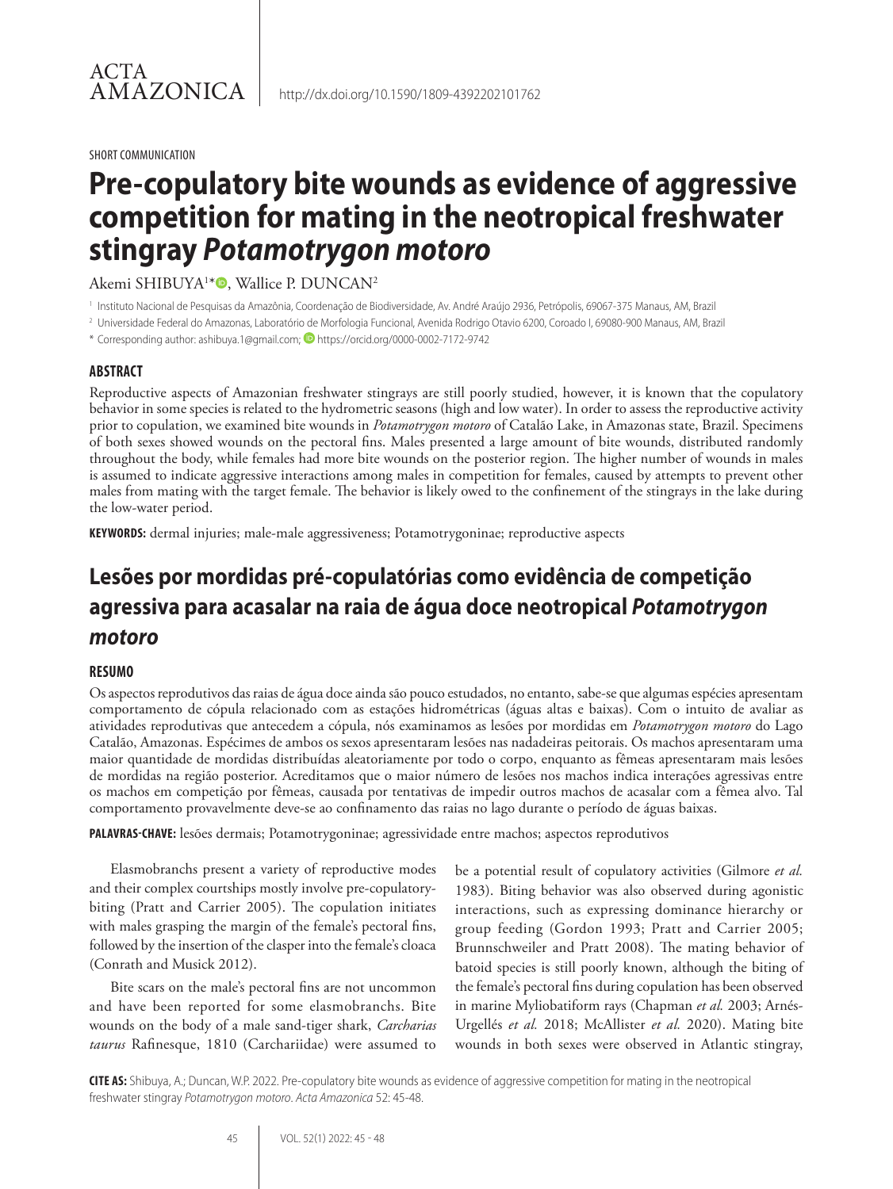ACTA AMAZONICA

http://dx.doi.org/10.1590/1809-4392202101762

SHORT COMMUNICATION

# Pre-copulatory bite wounds as evidence of aggressive competition for mating in the neotropical freshwater stingray *Potamotrygon motoro*

Akemi SHIBUYA[1*], Wallice P. DUNCAN[2]

[1] Instituto Nacional de Pesquisas da Amazônia, Coordenação de Biodiversidade, Av. André Araújo 2936, Petrópolis, 69067-375 Manaus, AM, Brazil

[2] Universidade Federal do Amazonas, Laboratório de Morfologia Funcional, Avenida Rodrigo Otavio 6200, Coroado I, 69080-900 Manaus, AM, Brazil

* Corresponding author: ashibuya.1@gmail.com; https://orcid.org/0000-0002-7172-9742

## ABSTRACT

Reproductive aspects of Amazonian freshwater stingrays are still poorly studied, however, it is known that the copulatory behavior in some species is related to the hydrometric seasons (high and low water). In order to assess the reproductive activity prior to copulation, we examined bite wounds in *Potamotrygon motoro* of Catalão Lake, in Amazonas state, Brazil. Specimens of both sexes showed wounds on the pectoral fins. Males presented a large amount of bite wounds, distributed randomly throughout the body, while females had more bite wounds on the posterior region. The higher number of wounds in males is assumed to indicate aggressive interactions among males in competition for females, caused by attempts to prevent other males from mating with the target female. The behavior is likely owed to the confinement of the stingrays in the lake during the low-water period.

**KEYWORDS:** dermal injuries; male-male aggressiveness; Potamotrygoninae; reproductive aspects

# Lesões por mordidas pré-copulatórias como evidência de competição agressiva para acasalar na raia de água doce neotropical *Potamotrygon motoro*

## RESUMO

Os aspectos reprodutivos das raias de água doce ainda são pouco estudados, no entanto, sabe-se que algumas espécies apresentam comportamento de cópula relacionado com as estações hidrométricas (águas altas e baixas). Com o intuito de avaliar as atividades reprodutivas que antecedem a cópula, nós examinamos as lesões por mordidas em *Potamotrygon motoro* do Lago Catalão, Amazonas. Espécimes de ambos os sexos apresentaram lesões nas nadadeiras peitorais. Os machos apresentaram uma maior quantidade de mordidas distribuídas aleatoriamente por todo o corpo, enquanto as fêmeas apresentaram mais lesões de mordidas na região posterior. Acreditamos que o maior número de lesões nos machos indica interações agressivas entre os machos em competição por fêmeas, causada por tentativas de impedir outros machos de acasalar com a fêmea alvo. Tal comportamento provavelmente deve-se ao confinamento das raias no lago durante o período de águas baixas.

**PALAVRAS-CHAVE:** lesões dermais; Potamotrygoninae; agressividade entre machos; aspectos reprodutivos

Elasmobranchs present a variety of reproductive modes and their complex courtships mostly involve pre-copulatory-biting (Pratt and Carrier 2005). The copulation initiates with males grasping the margin of the female's pectoral fins, followed by the insertion of the clasper into the female's cloaca (Conrath and Musick 2012).

Bite scars on the male's pectoral fins are not uncommon and have been reported for some elasmobranchs. Bite wounds on the body of a male sand-tiger shark, *Carcharias taurus* Rafinesque, 1810 (Carchariidae) were assumed to be a potential result of copulatory activities (Gilmore *et al.* 1983). Biting behavior was also observed during agonistic interactions, such as expressing dominance hierarchy or group feeding (Gordon 1993; Pratt and Carrier 2005; Brunnschweiler and Pratt 2008). The mating behavior of batoid species is still poorly known, although the biting of the female's pectoral fins during copulation has been observed in marine Myliobatiform rays (Chapman *et al.* 2003; Arnés-Urgellés *et al.* 2018; McAllister *et al.* 2020). Mating bite wounds in both sexes were observed in Atlantic stingray,

**CITE AS:** Shibuya, A.; Duncan, W.P. 2022. Pre-copulatory bite wounds as evidence of aggressive competition for mating in the neotropical freshwater stingray *Potamotrygon motoro*. *Acta Amazonica* 52: 45-48.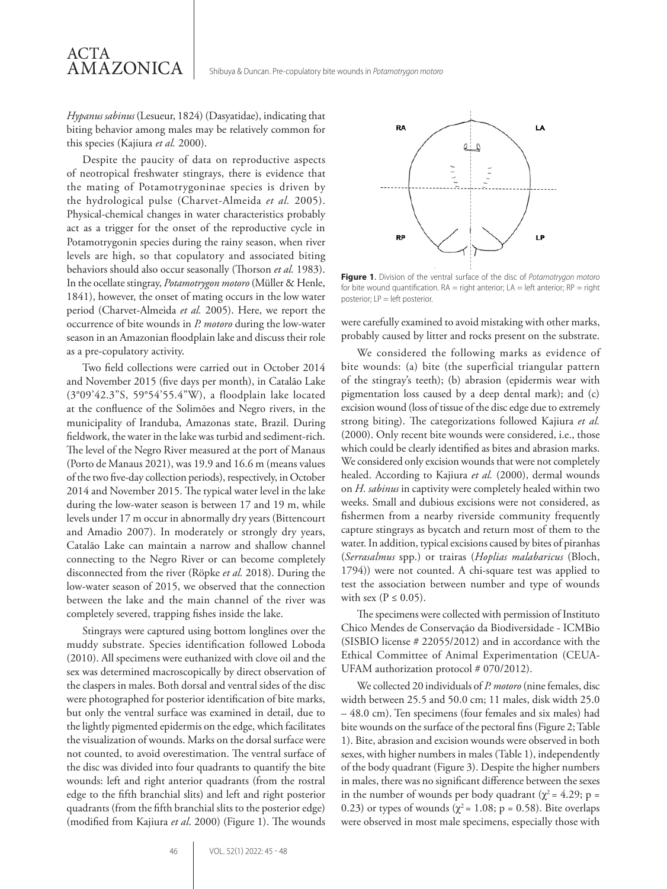*Hypanus sabinus* (Lesueur, 1824) (Dasyatidae), indicating that biting behavior among males may be relatively common for this species (Kajiura *et al.* 2000).

Despite the paucity of data on reproductive aspects of neotropical freshwater stingrays, there is evidence that the mating of Potamotrygoninae species is driven by the hydrological pulse (Charvet-Almeida *et al.* 2005). Physical-chemical changes in water characteristics probably act as a trigger for the onset of the reproductive cycle in Potamotrygonin species during the rainy season, when river levels are high, so that copulatory and associated biting behaviors should also occur seasonally (Thorson *et al.* 1983). In the ocellate stingray, *Potamotrygon motoro* (Müller & Henle, 1841), however, the onset of mating occurs in the low water period (Charvet-Almeida *et al.* 2005). Here, we report the occurrence of bite wounds in *P. motoro* during the low-water season in an Amazonian floodplain lake and discuss their role as a pre-copulatory activity.

Two field collections were carried out in October 2014 and November 2015 (five days per month), in Catalão Lake (3°09'42.3"S, 59°54'55.4"W), a floodplain lake located at the confluence of the Solimões and Negro rivers, in the municipality of Iranduba, Amazonas state, Brazil. During fieldwork, the water in the lake was turbid and sediment-rich. The level of the Negro River measured at the port of Manaus (Porto de Manaus 2021), was 19.9 and 16.6 m (means values of the two five-day collection periods), respectively, in October 2014 and November 2015. The typical water level in the lake during the low-water season is between 17 and 19 m, while levels under 17 m occur in abnormally dry years (Bittencourt and Amadio 2007). In moderately or strongly dry years, Catalão Lake can maintain a narrow and shallow channel connecting to the Negro River or can become completely disconnected from the river (Röpke *et al.* 2018). During the low-water season of 2015, we observed that the connection between the lake and the main channel of the river was completely severed, trapping fishes inside the lake.

Stingrays were captured using bottom longlines over the muddy substrate. Species identification followed Loboda (2010). All specimens were euthanized with clove oil and the sex was determined macroscopically by direct observation of the claspers in males. Both dorsal and ventral sides of the disc were photographed for posterior identification of bite marks, but only the ventral surface was examined in detail, due to the lightly pigmented epidermis on the edge, which facilitates the visualization of wounds. Marks on the dorsal surface were not counted, to avoid overestimation. The ventral surface of the disc was divided into four quadrants to quantify the bite wounds: left and right anterior quadrants (from the rostral edge to the fifth branchial slits) and left and right posterior quadrants (from the fifth branchial slits to the posterior edge) (modified from Kajiura *et al.* 2000) (Figure 1). The wounds were carefully examined to avoid mistaking with other marks, probably caused by litter and rocks present on the substrate.

**Figure 1.** Division of the ventral surface of the disc of *Potamotrygon motoro* for bite wound quantification. RA = right anterior; LA = left anterior; RP = right posterior; LP = left posterior.

We considered the following marks as evidence of bite wounds: (a) bite (the superficial triangular pattern of the stingray's teeth); (b) abrasion (epidermis wear with pigmentation loss caused by a deep dental mark); and (c) excision wound (loss of tissue of the disc edge due to extremely strong biting). The categorizations followed Kajiura *et al.* (2000). Only recent bite wounds were considered, i.e., those which could be clearly identified as bites and abrasion marks. We considered only excision wounds that were not completely healed. According to Kajiura *et al.* (2000), dermal wounds on *H. sabinus* in captivity were completely healed within two weeks. Small and dubious excisions were not considered, as fishermen from a nearby riverside community frequently capture stingrays as bycatch and return most of them to the water. In addition, typical excisions caused by bites of piranhas (*Serrasalmus* spp.) or trairas (*Hoplias malabaricus* (Bloch, 1794)) were not counted. A chi-square test was applied to test the association between number and type of wounds with sex ($P \leq 0.05$).

The specimens were collected with permission of Instituto Chico Mendes de Conservação da Biodiversidade - ICMBio (SISBIO license # 22055/2012) and in accordance with the Ethical Committee of Animal Experimentation (CEUA-UFAM authorization protocol # 070/2012).

We collected 20 individuals of *P. motoro* (nine females, disc width between 25.5 and 50.0 cm; 11 males, disk width 25.0 – 48.0 cm). Ten specimens (four females and six males) had bite wounds on the surface of the pectoral fins (Figure 2; Table 1). Bite, abrasion and excision wounds were observed in both sexes, with higher numbers in males (Table 1), independently of the body quadrant (Figure 3). Despite the higher numbers in males, there was no significant difference between the sexes in the number of wounds per body quadrant ($\chi^2 = 4.29$; $p = 0.23$) or types of wounds ($\chi^2 = 1.08$; $p = 0.58$). Bite overlaps were observed in most male specimens, especially those with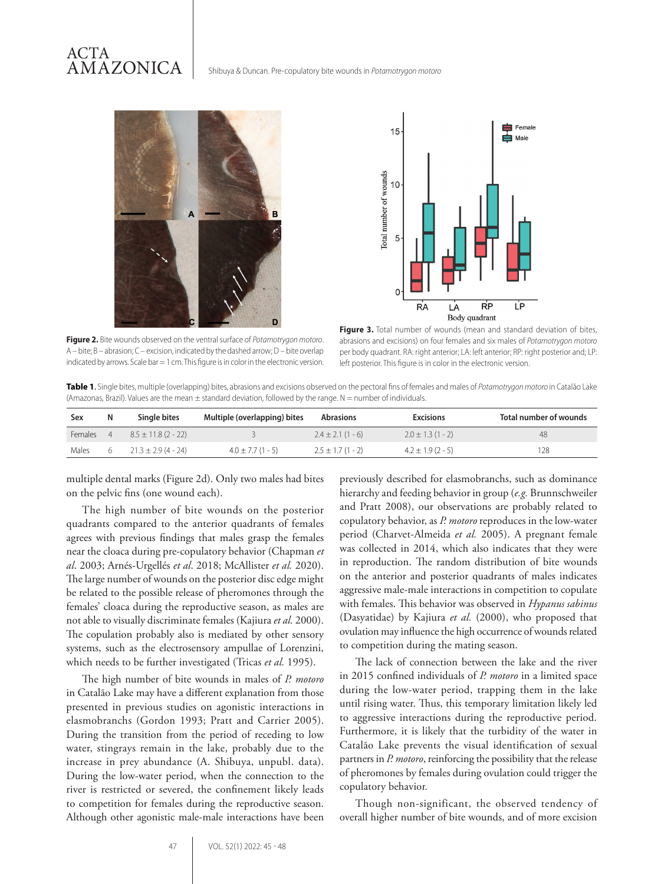**Figure 2.** Bite wounds observed on the ventral surface of *Potamotrygon motoro*. A – bite; B – abrasion; C – excision, indicated by the dashed arrow; D – bite overlap indicated by arrows. Scale bar = 1 cm. This figure is in color in the electronic version.

**Figure 3.** Total number of wounds (mean and standard deviation of bites, abrasions and excisions) on four females and six males of *Potamotrygon motoro* per body quadrant. RA: right anterior; LA: left anterior; RP: right posterior and; LP: left posterior. This figure is in color in the electronic version.

**Table 1.** Single bites, multiple (overlapping) bites, abrasions and excisions observed on the pectoral fins of females and males of *Potamotrygon motoro* in Catalão Lake (Amazonas, Brazil). Values are the mean ± standard deviation, followed by the range. N = number of individuals.

| Sex | N | Single bites | Multiple (overlapping) bites | Abrasions | Excisions | Total number of wounds |
|---|---|---|---|---|---|---|
| Females | 4 | 8.5 ± 11.8 (2 - 22) | 3 | 2.4 ± 2.1 (1 - 6) | 2.0 ± 1.3 (1 - 2) | 48 |
| Males | 6 | 21.3 ± 2.9 (4 - 24) | 4.0 ± 7.7 (1 - 5) | 2.5 ± 1.7 (1 - 2) | 4.2 ± 1.9 (2 - 5) | 128 |

multiple dental marks (Figure 2d). Only two males had bites on the pelvic fins (one wound each).

The high number of bite wounds on the posterior quadrants compared to the anterior quadrants of females agrees with previous findings that males grasp the females near the cloaca during pre-copulatory behavior (Chapman *et al*. 2003; Arnés-Urgellés *et al*. 2018; McAllister *et al.* 2020). The large number of wounds on the posterior disc edge might be related to the possible release of pheromones through the females' cloaca during the reproductive season, as males are not able to visually discriminate females (Kajiura *et al.* 2000). The copulation probably also is mediated by other sensory systems, such as the electrosensory ampullae of Lorenzini, which needs to be further investigated (Tricas *et al.* 1995).

The high number of bite wounds in males of *P. motoro* in Catalão Lake may have a different explanation from those presented in previous studies on agonistic interactions in elasmobranchs (Gordon 1993; Pratt and Carrier 2005). During the transition from the period of receding to low water, stingrays remain in the lake, probably due to the increase in prey abundance (A. Shibuya, unpubl. data). During the low-water period, when the connection to the river is restricted or severed, the confinement likely leads to competition for females during the reproductive season. Although other agonistic male-male interactions have been previously described for elasmobranchs, such as dominance hierarchy and feeding behavior in group (*e.g.* Brunnschweiler and Pratt 2008), our observations are probably related to copulatory behavior, as *P. motoro* reproduces in the low-water period (Charvet-Almeida *et al.* 2005). A pregnant female was collected in 2014, which also indicates that they were in reproduction. The random distribution of bite wounds on the anterior and posterior quadrants of males indicates aggressive male-male interactions in competition to copulate with females. This behavior was observed in *Hypanus sabinus* (Dasyatidae) by Kajiura *et al.* (2000), who proposed that ovulation may influence the high occurrence of wounds related to competition during the mating season.

The lack of connection between the lake and the river in 2015 confined individuals of *P. motoro* in a limited space during the low-water period, trapping them in the lake until rising water. Thus, this temporary limitation likely led to aggressive interactions during the reproductive period. Furthermore, it is likely that the turbidity of the water in Catalão Lake prevents the visual identification of sexual partners in *P. motoro*, reinforcing the possibility that the release of pheromones by females during ovulation could trigger the copulatory behavior.

Though non-significant, the observed tendency of overall higher number of bite wounds, and of more excision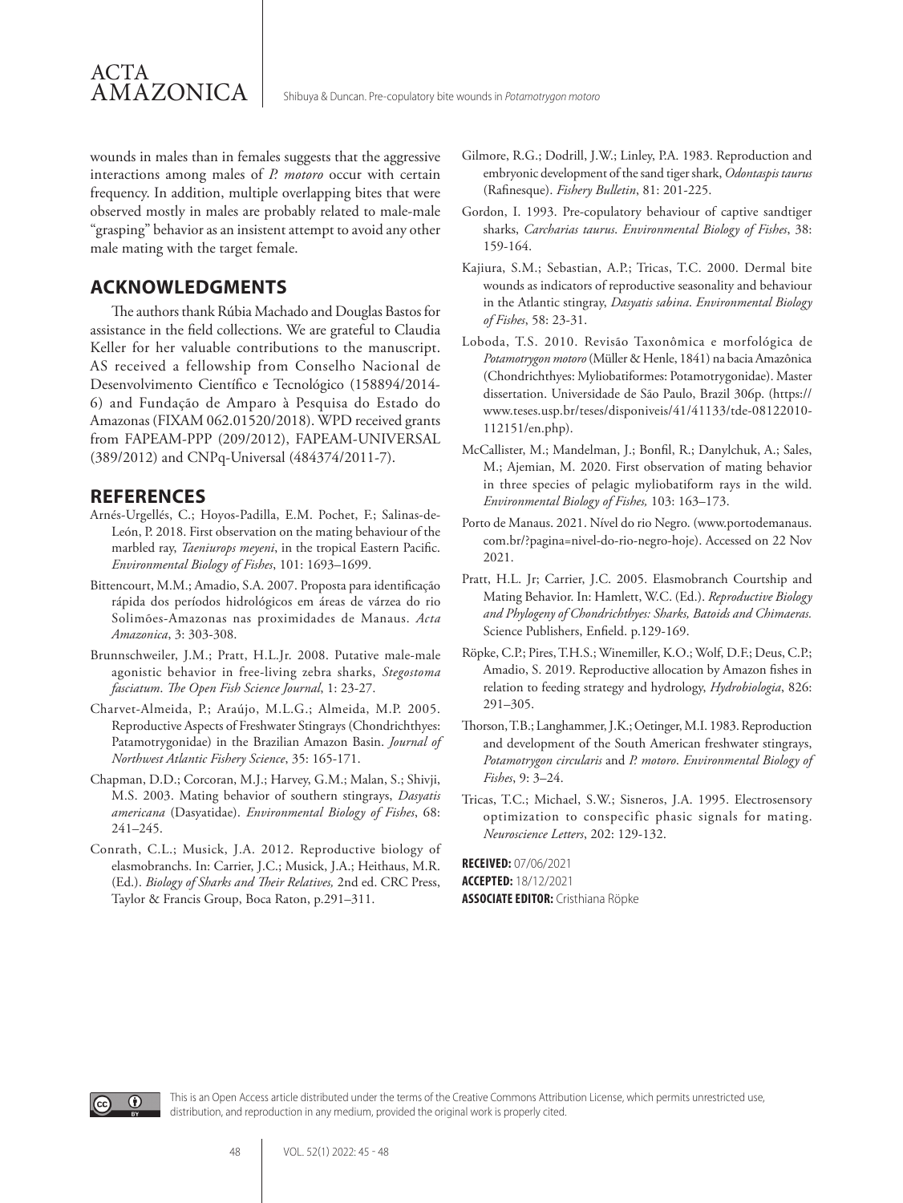wounds in males than in females suggests that the aggressive interactions among males of *P. motoro* occur with certain frequency. In addition, multiple overlapping bites that were observed mostly in males are probably related to male-male "grasping" behavior as an insistent attempt to avoid any other male mating with the target female.

## ACKNOWLEDGMENTS

The authors thank Rúbia Machado and Douglas Bastos for assistance in the field collections. We are grateful to Claudia Keller for her valuable contributions to the manuscript. AS received a fellowship from Conselho Nacional de Desenvolvimento Científico e Tecnológico (158894/2014-6) and Fundação de Amparo à Pesquisa do Estado do Amazonas (FIXAM 062.01520/2018). WPD received grants from FAPEAM-PPP (209/2012), FAPEAM-UNIVERSAL (389/2012) and CNPq-Universal (484374/2011-7).

## REFERENCES

Arnés-Urgellés, C.; Hoyos-Padilla, E.M. Pochet, F.; Salinas-de-León, P. 2018. First observation on the mating behaviour of the marbled ray, *Taeniurops meyeni*, in the tropical Eastern Pacific. *Environmental Biology of Fishes*, 101: 1693–1699.

Bittencourt, M.M.; Amadio, S.A. 2007. Proposta para identificação rápida dos períodos hidrológicos em áreas de várzea do rio Solimões-Amazonas nas proximidades de Manaus. *Acta Amazonica*, 3: 303-308.

Brunnschweiler, J.M.; Pratt, H.L.Jr. 2008. Putative male-male agonistic behavior in free-living zebra sharks, *Stegostoma fasciatum*. *The Open Fish Science Journal*, 1: 23-27.

Charvet-Almeida, P.; Araújo, M.L.G.; Almeida, M.P. 2005. Reproductive Aspects of Freshwater Stingrays (Chondrichthyes: Patamotrygonidae) in the Brazilian Amazon Basin. *Journal of Northwest Atlantic Fishery Science*, 35: 165-171.

Chapman, D.D.; Corcoran, M.J.; Harvey, G.M.; Malan, S.; Shivji, M.S. 2003. Mating behavior of southern stingrays, *Dasyatis americana* (Dasyatidae). *Environmental Biology of Fishes*, 68: 241–245.

Conrath, C.L.; Musick, J.A. 2012. Reproductive biology of elasmobranchs. In: Carrier, J.C.; Musick, J.A.; Heithaus, M.R. (Ed.). *Biology of Sharks and Their Relatives,* 2nd ed. CRC Press, Taylor & Francis Group, Boca Raton, p.291–311.

Gilmore, R.G.; Dodrill, J.W.; Linley, P.A. 1983. Reproduction and embryonic development of the sand tiger shark, *Odontaspis taurus* (Rafinesque). *Fishery Bulletin*, 81: 201-225.

Gordon, I. 1993. Pre-copulatory behaviour of captive sandtiger sharks, *Carcharias taurus*. *Environmental Biology of Fishes*, 38: 159-164.

Kajiura, S.M.; Sebastian, A.P.; Tricas, T.C. 2000. Dermal bite wounds as indicators of reproductive seasonality and behaviour in the Atlantic stingray, *Dasyatis sabina*. *Environmental Biology of Fishes*, 58: 23-31.

Loboda, T.S. 2010. Revisão Taxonômica e morfológica de *Potamotrygon motoro* (Müller & Henle, 1841) na bacia Amazônica (Chondrichthyes: Myliobatiformes: Potamotrygonidae). Master dissertation. Universidade de São Paulo, Brazil 306p. (https://www.teses.usp.br/teses/disponiveis/41/41133/tde-08122010-112151/en.php).

McCallister, M.; Mandelman, J.; Bonfil, R.; Danylchuk, A.; Sales, M.; Ajemian, M. 2020. First observation of mating behavior in three species of pelagic myliobatiform rays in the wild. *Environmental Biology of Fishes,* 103: 163–173.

Porto de Manaus. 2021. Nível do rio Negro. (www.portodemanaus.com.br/?pagina=nivel-do-rio-negro-hoje). Accessed on 22 Nov 2021.

Pratt, H.L. Jr; Carrier, J.C. 2005. Elasmobranch Courtship and Mating Behavior. In: Hamlett, W.C. (Ed.). *Reproductive Biology and Phylogeny of Chondrichthyes: Sharks, Batoids and Chimaeras.* Science Publishers, Enfield. p.129-169.

Röpke, C.P.; Pires, T.H.S.; Winemiller, K.O.; Wolf, D.F.; Deus, C.P.; Amadio, S. 2019. Reproductive allocation by Amazon fishes in relation to feeding strategy and hydrology, *Hydrobiologia*, 826: 291–305.

Thorson, T.B.; Langhammer, J.K.; Oetinger, M.I. 1983. Reproduction and development of the South American freshwater stingrays, *Potamotrygon circularis* and *P. motoro*. *Environmental Biology of Fishes*, 9: 3–24.

Tricas, T.C.; Michael, S.W.; Sisneros, J.A. 1995. Electrosensory optimization to conspecific phasic signals for mating. *Neuroscience Letters*, 202: 129-132.

**RECEIVED:** 07/06/2021
**ACCEPTED:** 18/12/2021
**ASSOCIATE EDITOR:** Cristhiana Röpke

This is an Open Access article distributed under the terms of the Creative Commons Attribution License, which permits unrestricted use, distribution, and reproduction in any medium, provided the original work is properly cited.